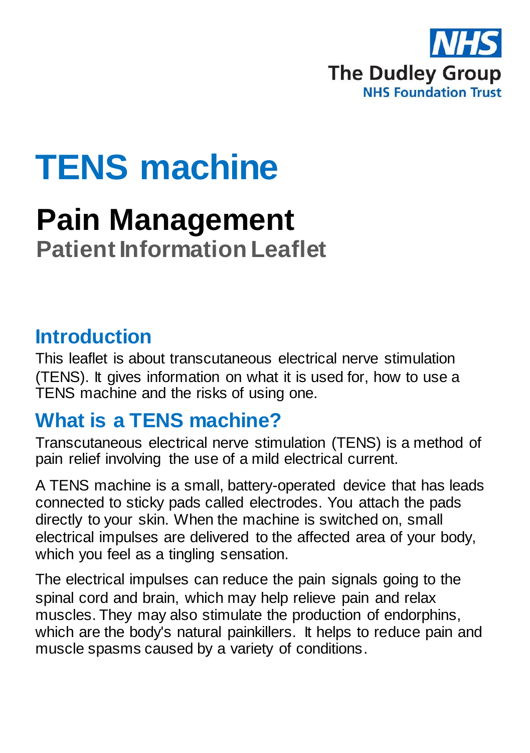NHS

The Dudley Group

NHS Foundation Trust

# TENS machine

## Pain Management

### Patient Information Leaflet

## Introduction

This leaflet is about transcutaneous electrical nerve stimulation (TENS). It gives information on what it is used for, how to use a TENS machine and the risks of using one.

## What is a TENS machine?

Transcutaneous electrical nerve stimulation (TENS) is a method of pain relief involving the use of a mild electrical current.

A TENS machine is a small, battery-operated device that has leads connected to sticky pads called electrodes. You attach the pads directly to your skin. When the machine is switched on, small electrical impulses are delivered to the affected area of your body, which you feel as a tingling sensation.

The electrical impulses can reduce the pain signals going to the spinal cord and brain, which may help relieve pain and relax muscles. They may also stimulate the production of endorphins, which are the body's natural painkillers. It helps to reduce pain and muscle spasms caused by a variety of conditions.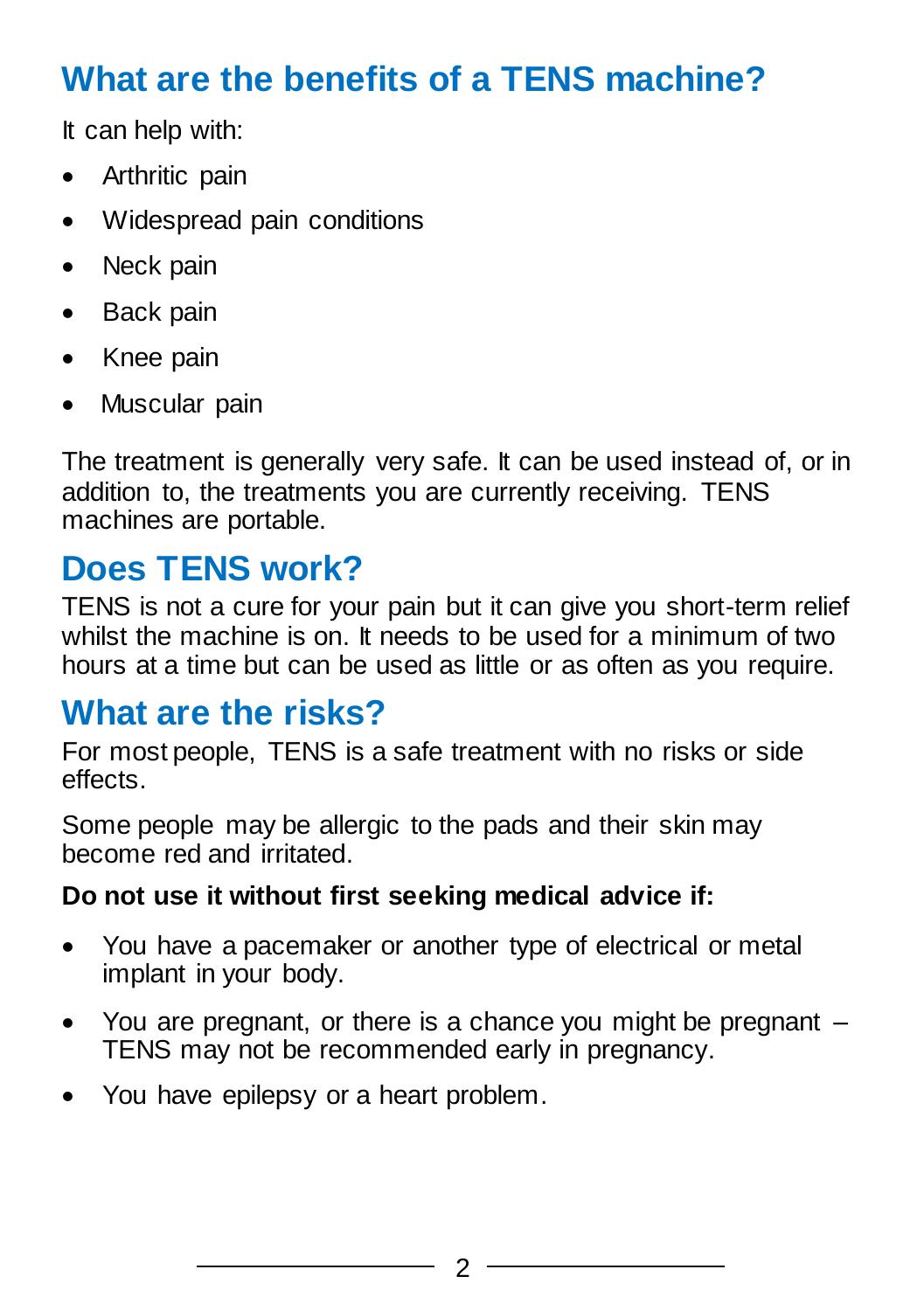## What are the benefits of a TENS machine?

It can help with:

- Arthritic pain
- Widespread pain conditions
- Neck pain
- Back pain
- Knee pain
- Muscular pain

The treatment is generally very safe. It can be used instead of, or in addition to, the treatments you are currently receiving. TENS machines are portable.

## Does TENS work?

TENS is not a cure for your pain but it can give you short-term relief whilst the machine is on. It needs to be used for a minimum of two hours at a time but can be used as little or as often as you require.

## What are the risks?

For most people, TENS is a safe treatment with no risks or side effects.

Some people may be allergic to the pads and their skin may become red and irritated.

**Do not use it without first seeking medical advice if:**

- You have a pacemaker or another type of electrical or metal implant in your body.
- You are pregnant, or there is a chance you might be pregnant – TENS may not be recommended early in pregnancy.
- You have epilepsy or a heart problem.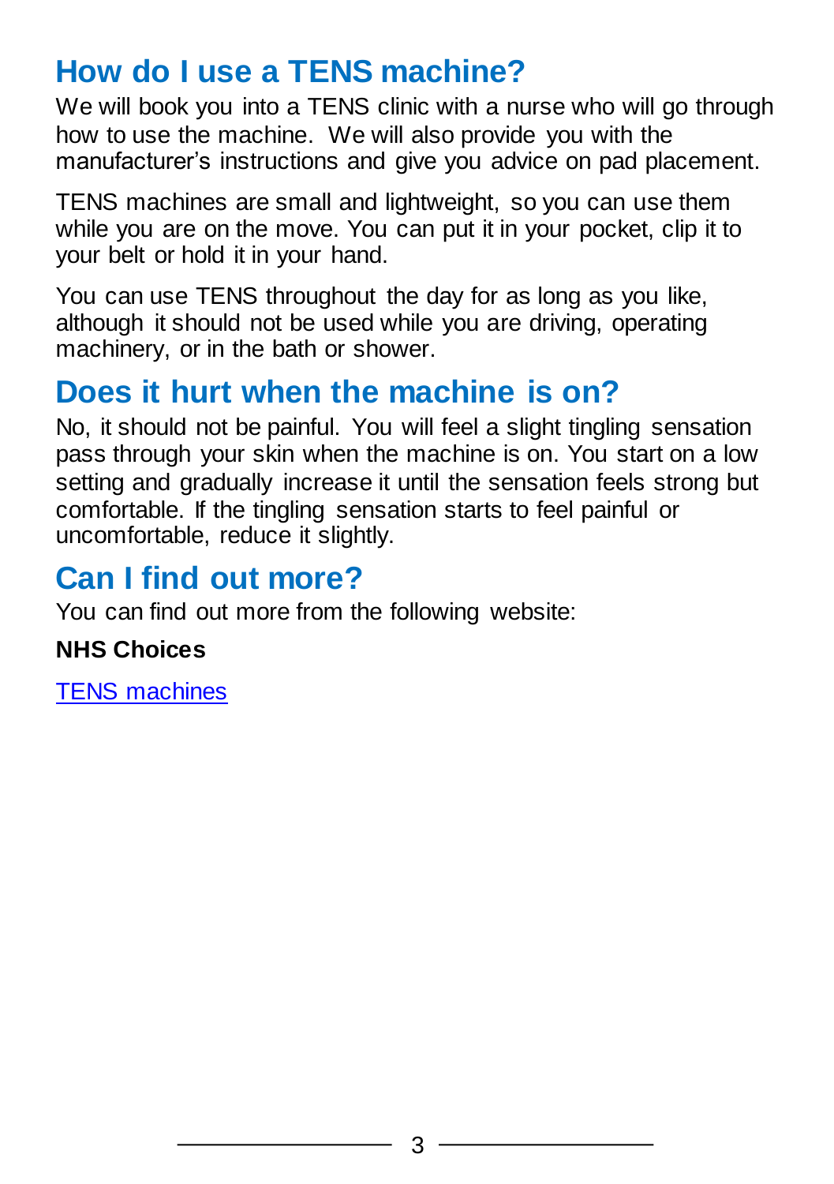## How do I use a TENS machine?

We will book you into a TENS clinic with a nurse who will go through how to use the machine. We will also provide you with the manufacturer's instructions and give you advice on pad placement.

TENS machines are small and lightweight, so you can use them while you are on the move. You can put it in your pocket, clip it to your belt or hold it in your hand.

You can use TENS throughout the day for as long as you like, although it should not be used while you are driving, operating machinery, or in the bath or shower.

## Does it hurt when the machine is on?

No, it should not be painful. You will feel a slight tingling sensation pass through your skin when the machine is on. You start on a low setting and gradually increase it until the sensation feels strong but comfortable. If the tingling sensation starts to feel painful or uncomfortable, reduce it slightly.

## Can I find out more?

You can find out more from the following website:

**NHS Choices**

TENS machines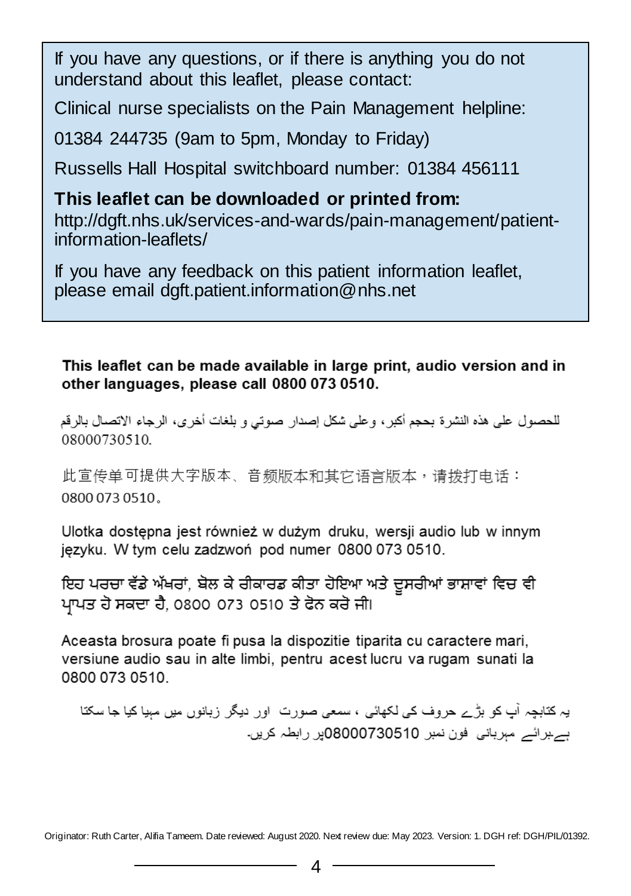If you have any questions, or if there is anything you do not understand about this leaflet, please contact:

Clinical nurse specialists on the Pain Management helpline:

01384 244735 (9am to 5pm, Monday to Friday)

Russells Hall Hospital switchboard number: 01384 456111

**This leaflet can be downloaded or printed from:**
http://dgft.nhs.uk/services-and-wards/pain-management/patient-information-leaflets/

If you have any feedback on this patient information leaflet, please email dgft.patient.information@nhs.net

**This leaflet can be made available in large print, audio version and in other languages, please call 0800 073 0510.**

للحصول على هذه النشرة بحجم أكبر، وعلى شكل إصدار صوتي و بلغات أخرى، الرجاء الاتصال بالرقم 08000730510.

此宣传单可提供大字版本、音频版本和其它语言版本，请拨打电话：0800 073 0510。

Ulotka dostępna jest również w dużym druku, wersji audio lub w innym języku. W tym celu zadzwoń pod numer 0800 073 0510.

ਇਹ ਪਰਚਾ ਵੱਡੇ ਅੱਖਰਾਂ, ਬੋਲ ਕੇ ਰੀਕਾਰਡ ਕੀਤਾ ਹੋਇਆ ਅਤੇ ਦੂਸਰੀਆਂ ਭਾਸ਼ਾਵਾਂ ਵਿਚ ਵੀ ਪ੍ਰਾਪਤ ਹੋ ਸਕਦਾ ਹੈ, 0800 073 0510 ਤੇ ਫੋਨ ਕਰੋ ਜੀ।

Aceasta brosura poate fi pusa la dispozitie tiparita cu caractere mari, versiune audio sau in alte limbi, pentru acest lucru va rugam sunati la 0800 073 0510.

یہ کتابچہ آپ کو بڑے حروف کی لکھائی ، سمعی صورت اور دیگر زبانوں میں مہیا کیا جا سکتا ہے۔برائے مہربانی فون نمبر 08000730510پر رابطہ کریں۔

Originator: Ruth Carter, Alifia Tameem. Date reviewed: August 2020. Next review due: May 2023. Version: 1. DGH ref: DGH/PIL/01392.